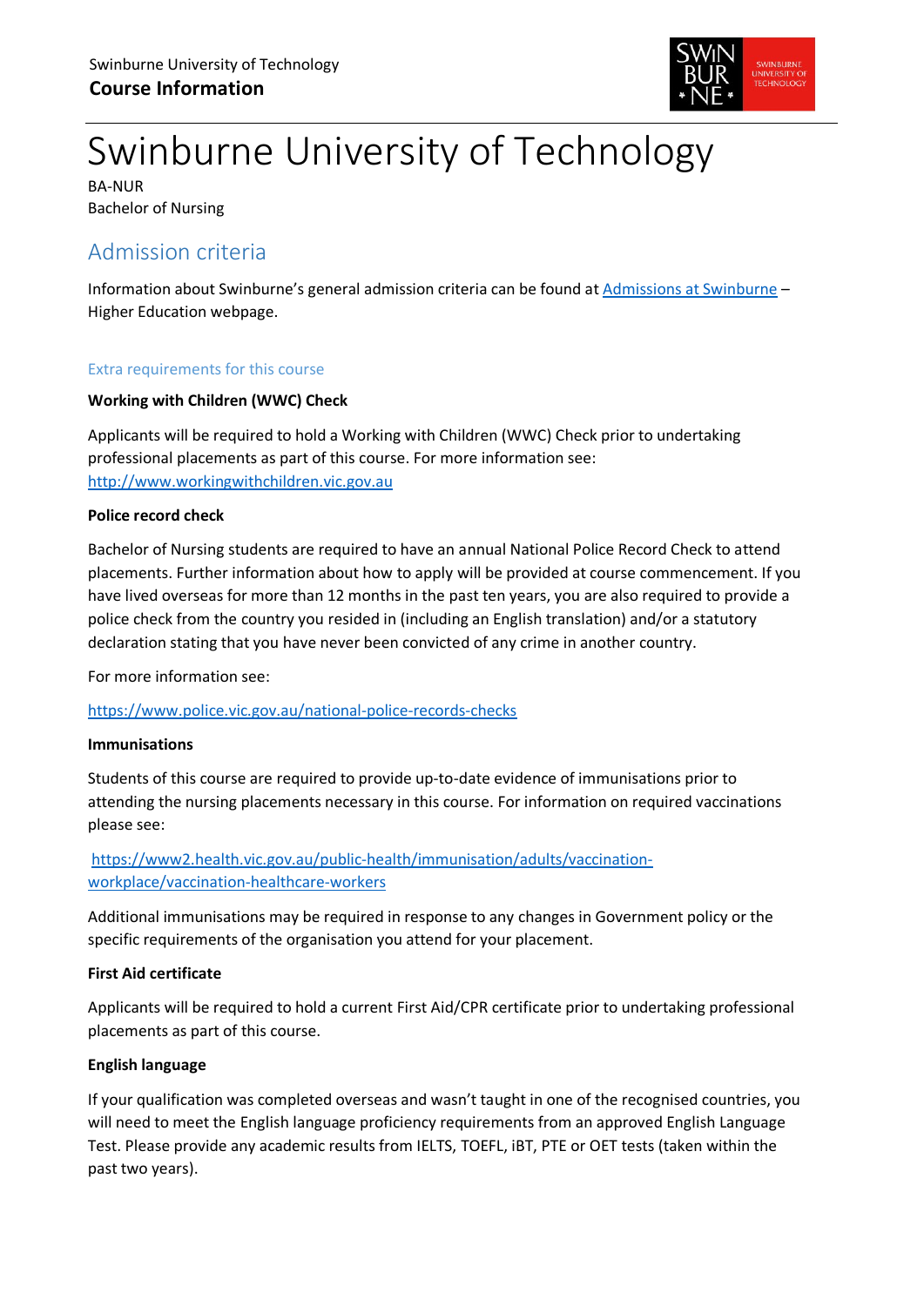# Swinburne University of Technology

BA-NUR
Bachelor of Nursing

## Admission criteria

Information about Swinburne's general admission criteria can be found at [Admissions at Swinburne](#) – Higher Education webpage.

### Extra requirements for this course

**Working with Children (WWC) Check**

Applicants will be required to hold a Working with Children (WWC) Check prior to undertaking professional placements as part of this course. For more information see: [http://www.workingwithchildren.vic.gov.au](http://www.workingwithchildren.vic.gov.au)

**Police record check**

Bachelor of Nursing students are required to have an annual National Police Record Check to attend placements. Further information about how to apply will be provided at course commencement. If you have lived overseas for more than 12 months in the past ten years, you are also required to provide a police check from the country you resided in (including an English translation) and/or a statutory declaration stating that you have never been convicted of any crime in another country.

For more information see:

[https://www.police.vic.gov.au/national-police-records-checks](https://www.police.vic.gov.au/national-police-records-checks)

**Immunisations**

Students of this course are required to provide up-to-date evidence of immunisations prior to attending the nursing placements necessary in this course. For information on required vaccinations please see:

[https://www2.health.vic.gov.au/public-health/immunisation/adults/vaccination-workplace/vaccination-healthcare-workers](https://www2.health.vic.gov.au/public-health/immunisation/adults/vaccination-workplace/vaccination-healthcare-workers)

Additional immunisations may be required in response to any changes in Government policy or the specific requirements of the organisation you attend for your placement.

**First Aid certificate**

Applicants will be required to hold a current First Aid/CPR certificate prior to undertaking professional placements as part of this course.

**English language**

If your qualification was completed overseas and wasn't taught in one of the recognised countries, you will need to meet the English language proficiency requirements from an approved English Language Test. Please provide any academic results from IELTS, TOEFL, iBT, PTE or OET tests (taken within the past two years).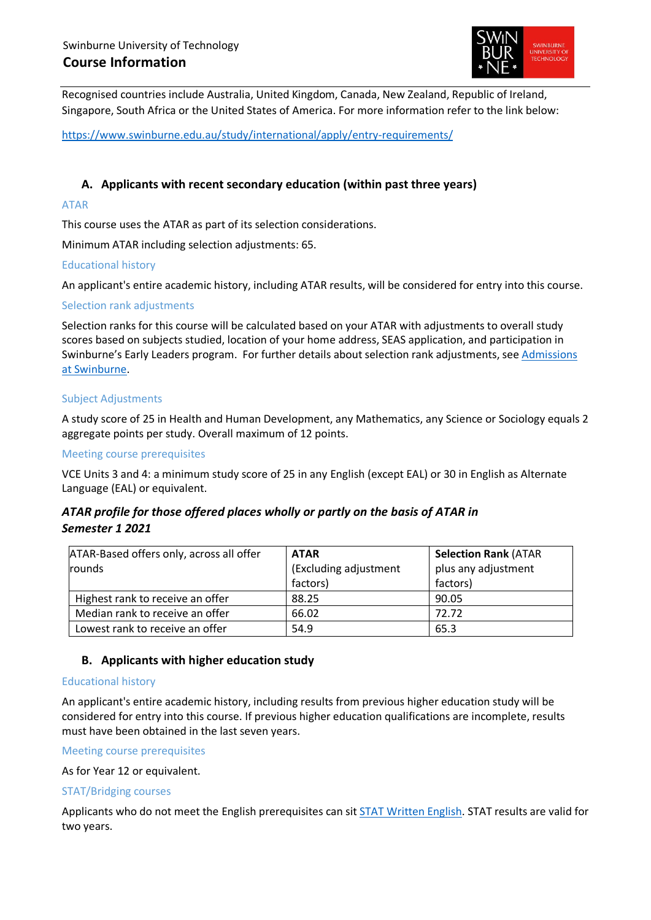Recognised countries include Australia, United Kingdom, Canada, New Zealand, Republic of Ireland, Singapore, South Africa or the United States of America. For more information refer to the link below:

https://www.swinburne.edu.au/study/international/apply/entry-requirements/

## A. Applicants with recent secondary education (within past three years)

### ATAR

This course uses the ATAR as part of its selection considerations.

Minimum ATAR including selection adjustments: 65.

### Educational history

An applicant's entire academic history, including ATAR results, will be considered for entry into this course.

### Selection rank adjustments

Selection ranks for this course will be calculated based on your ATAR with adjustments to overall study scores based on subjects studied, location of your home address, SEAS application, and participation in Swinburne's Early Leaders program. For further details about selection rank adjustments, see Admissions at Swinburne.

### Subject Adjustments

A study score of 25 in Health and Human Development, any Mathematics, any Science or Sociology equals 2 aggregate points per study. Overall maximum of 12 points.

### Meeting course prerequisites

VCE Units 3 and 4: a minimum study score of 25 in any English (except EAL) or 30 in English as Alternate Language (EAL) or equivalent.

### *ATAR profile for those offered places wholly or partly on the basis of ATAR in Semester 1 2021*

| ATAR-Based offers only, across all offer rounds | **ATAR** (Excluding adjustment factors) | **Selection Rank** (ATAR plus any adjustment factors) |
|---|---|---|
| Highest rank to receive an offer | 88.25 | 90.05 |
| Median rank to receive an offer | 66.02 | 72.72 |
| Lowest rank to receive an offer | 54.9 | 65.3 |

## B. Applicants with higher education study

### Educational history

An applicant's entire academic history, including results from previous higher education study will be considered for entry into this course. If previous higher education qualifications are incomplete, results must have been obtained in the last seven years.

### Meeting course prerequisites

As for Year 12 or equivalent.

### STAT/Bridging courses

Applicants who do not meet the English prerequisites can sit STAT Written English. STAT results are valid for two years.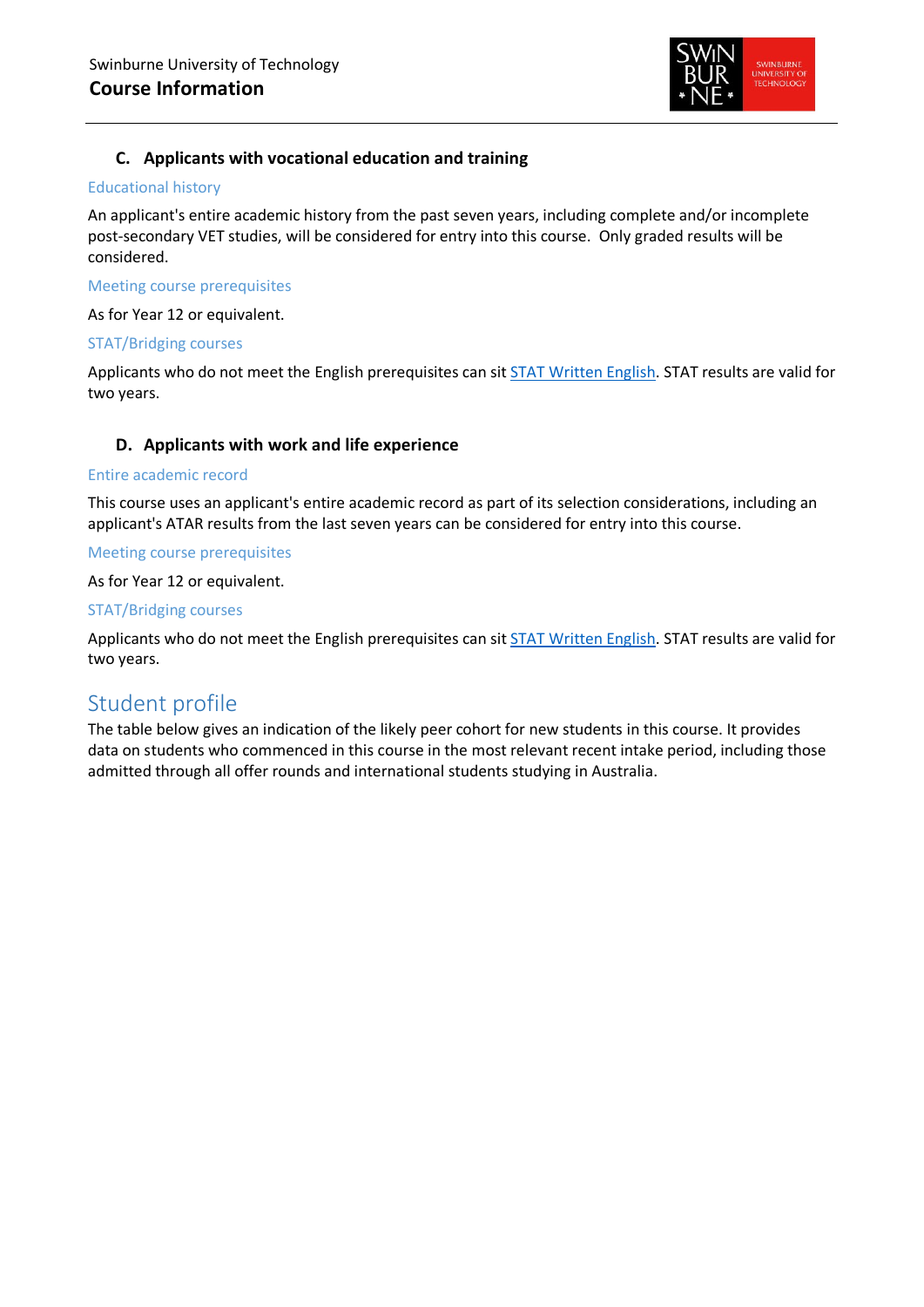### C. Applicants with vocational education and training

#### Educational history

An applicant's entire academic history from the past seven years, including complete and/or incomplete post-secondary VET studies, will be considered for entry into this course. Only graded results will be considered.

#### Meeting course prerequisites

As for Year 12 or equivalent.

#### STAT/Bridging courses

Applicants who do not meet the English prerequisites can sit [STAT Written English](). STAT results are valid for two years.

### D. Applicants with work and life experience

#### Entire academic record

This course uses an applicant's entire academic record as part of its selection considerations, including an applicant's ATAR results from the last seven years can be considered for entry into this course.

#### Meeting course prerequisites

As for Year 12 or equivalent.

#### STAT/Bridging courses

Applicants who do not meet the English prerequisites can sit [STAT Written English](). STAT results are valid for two years.

## Student profile

The table below gives an indication of the likely peer cohort for new students in this course. It provides data on students who commenced in this course in the most relevant recent intake period, including those admitted through all offer rounds and international students studying in Australia.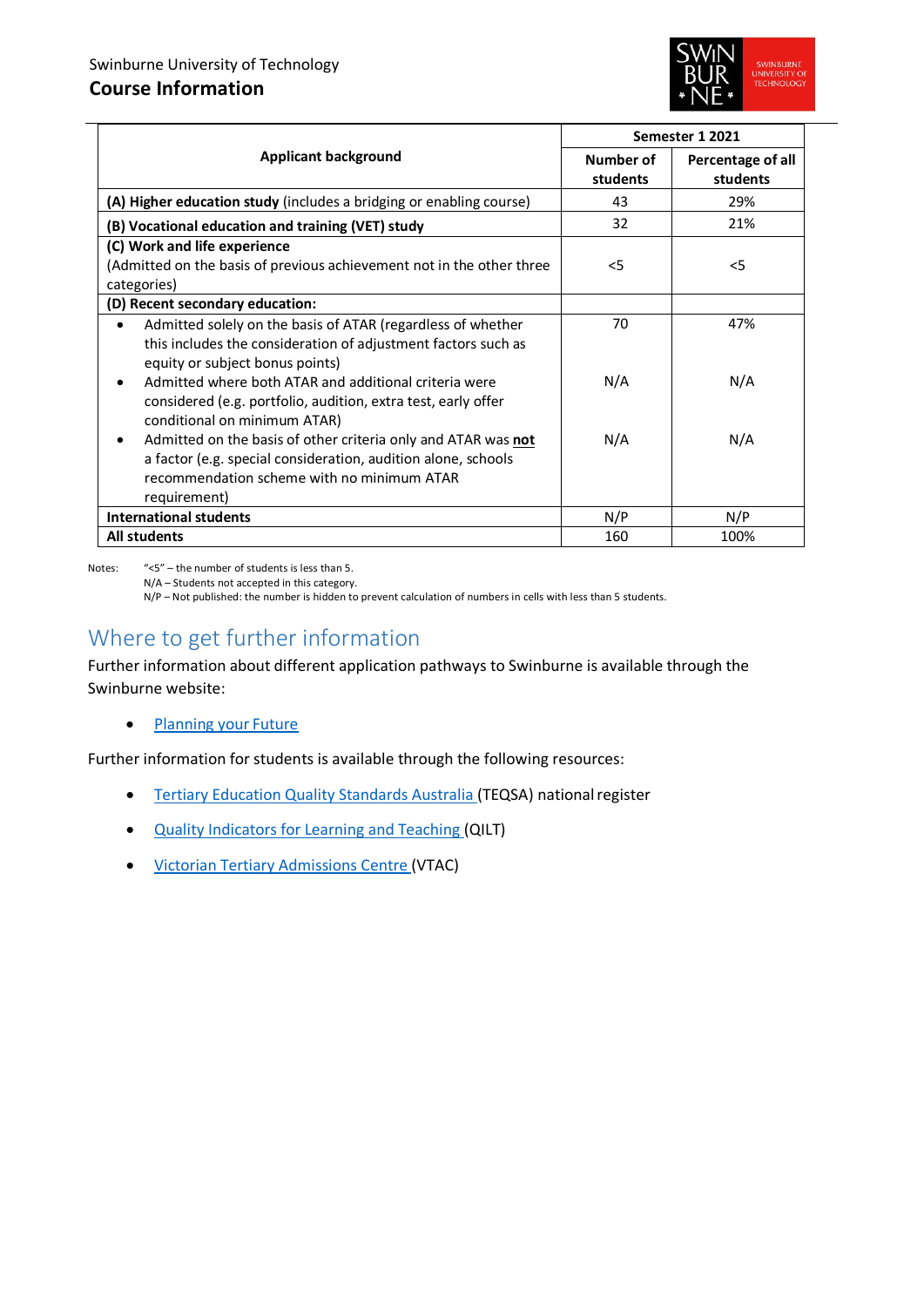| Applicant background | Semester 1 2021 | |
|---|---|---|
| | Number of students | Percentage of all students |
| **(A) Higher education study** (includes a bridging or enabling course) | 43 | 29% |
| **(B) Vocational education and training (VET) study** | 32 | 21% |
| **(C) Work and life experience** (Admitted on the basis of previous achievement not in the other three categories) | <5 | <5 |
| **(D) Recent secondary education:** | | |
| • Admitted solely on the basis of ATAR (regardless of whether this includes the consideration of adjustment factors such as equity or subject bonus points) | 70 | 47% |
| • Admitted where both ATAR and additional criteria were considered (e.g. portfolio, audition, extra test, early offer conditional on minimum ATAR) | N/A | N/A |
| • Admitted on the basis of other criteria only and ATAR was **not** a factor (e.g. special consideration, audition alone, schools recommendation scheme with no minimum ATAR requirement) | N/A | N/A |
| **International students** | N/P | N/P |
| **All students** | 160 | 100% |

Notes: "<5" – the number of students is less than 5.
N/A – Students not accepted in this category.
N/P – Not published: the number is hidden to prevent calculation of numbers in cells with less than 5 students.

## Where to get further information

Further information about different application pathways to Swinburne is available through the Swinburne website:

- Planning your Future

Further information for students is available through the following resources:

- Tertiary Education Quality Standards Australia (TEQSA) national register
- Quality Indicators for Learning and Teaching (QILT)
- Victorian Tertiary Admissions Centre (VTAC)